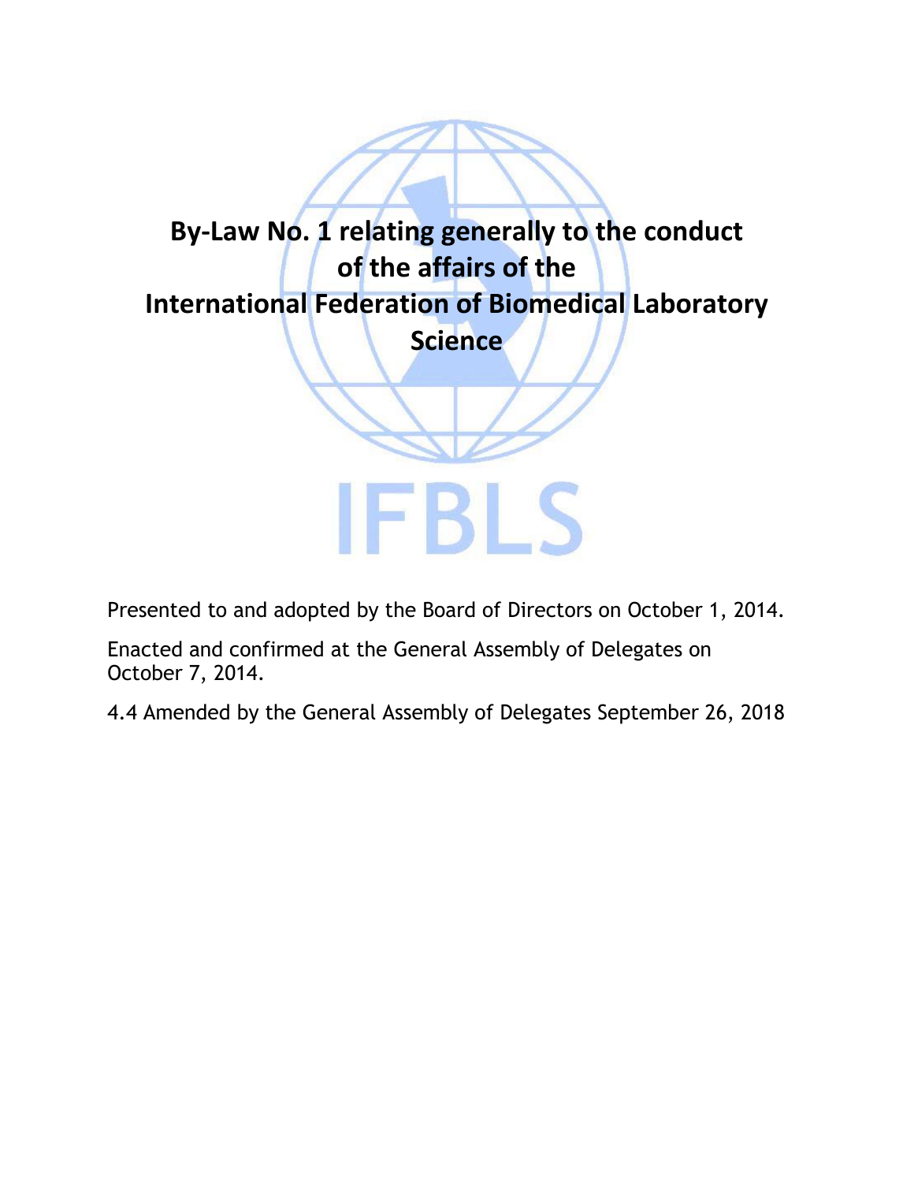# By-Law No. 1 relating generally to the conduct of the affairs of the International Federation of Biomedical Laboratory Science

IFBLS

Presented to and adopted by the Board of Directors on October 1, 2014.

Enacted and confirmed at the General Assembly of Delegates on October 7, 2014.

4.4 Amended by the General Assembly of Delegates September 26, 2018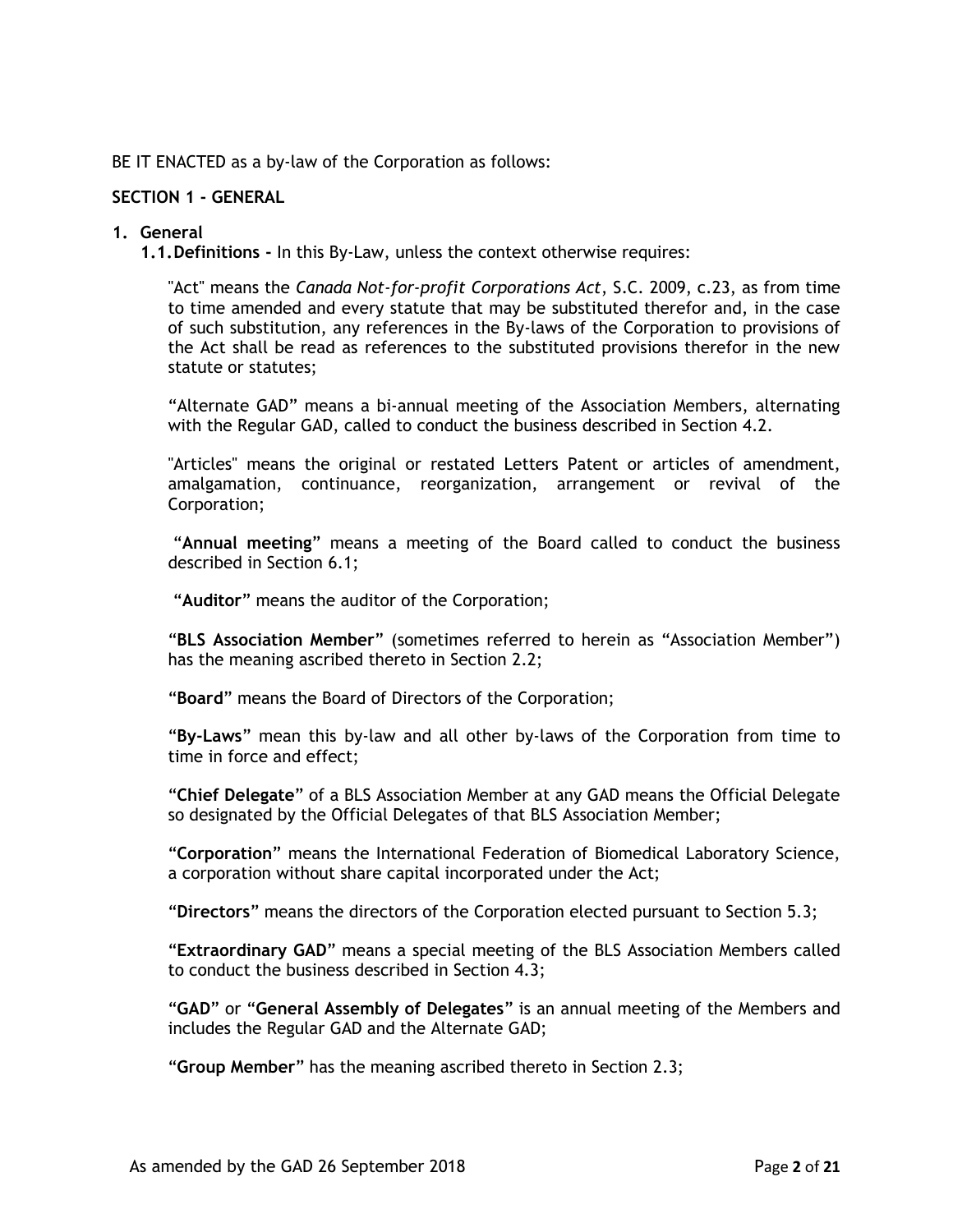BE IT ENACTED as a by-law of the Corporation as follows:

**SECTION 1 - GENERAL**

**1. General**

**1.1. Definitions -** In this By-Law, unless the context otherwise requires:

"Act" means the *Canada Not-for-profit Corporations Act*, S.C. 2009, c.23, as from time to time amended and every statute that may be substituted therefor and, in the case of such substitution, any references in the By-laws of the Corporation to provisions of the Act shall be read as references to the substituted provisions therefor in the new statute or statutes;

"Alternate GAD" means a bi-annual meeting of the Association Members, alternating with the Regular GAD, called to conduct the business described in Section 4.2.

"Articles" means the original or restated Letters Patent or articles of amendment, amalgamation, continuance, reorganization, arrangement or revival of the Corporation;

"**Annual meeting**" means a meeting of the Board called to conduct the business described in Section 6.1;

"**Auditor**" means the auditor of the Corporation;

"**BLS Association Member**" (sometimes referred to herein as "Association Member") has the meaning ascribed thereto in Section 2.2;

"**Board**" means the Board of Directors of the Corporation;

"**By-Laws**" mean this by-law and all other by-laws of the Corporation from time to time in force and effect;

"**Chief Delegate**" of a BLS Association Member at any GAD means the Official Delegate so designated by the Official Delegates of that BLS Association Member;

"**Corporation**" means the International Federation of Biomedical Laboratory Science, a corporation without share capital incorporated under the Act;

"**Directors**" means the directors of the Corporation elected pursuant to Section 5.3;

"**Extraordinary GAD**" means a special meeting of the BLS Association Members called to conduct the business described in Section 4.3;

"**GAD**" or "**General Assembly of Delegates**" is an annual meeting of the Members and includes the Regular GAD and the Alternate GAD;

"**Group Member**" has the meaning ascribed thereto in Section 2.3;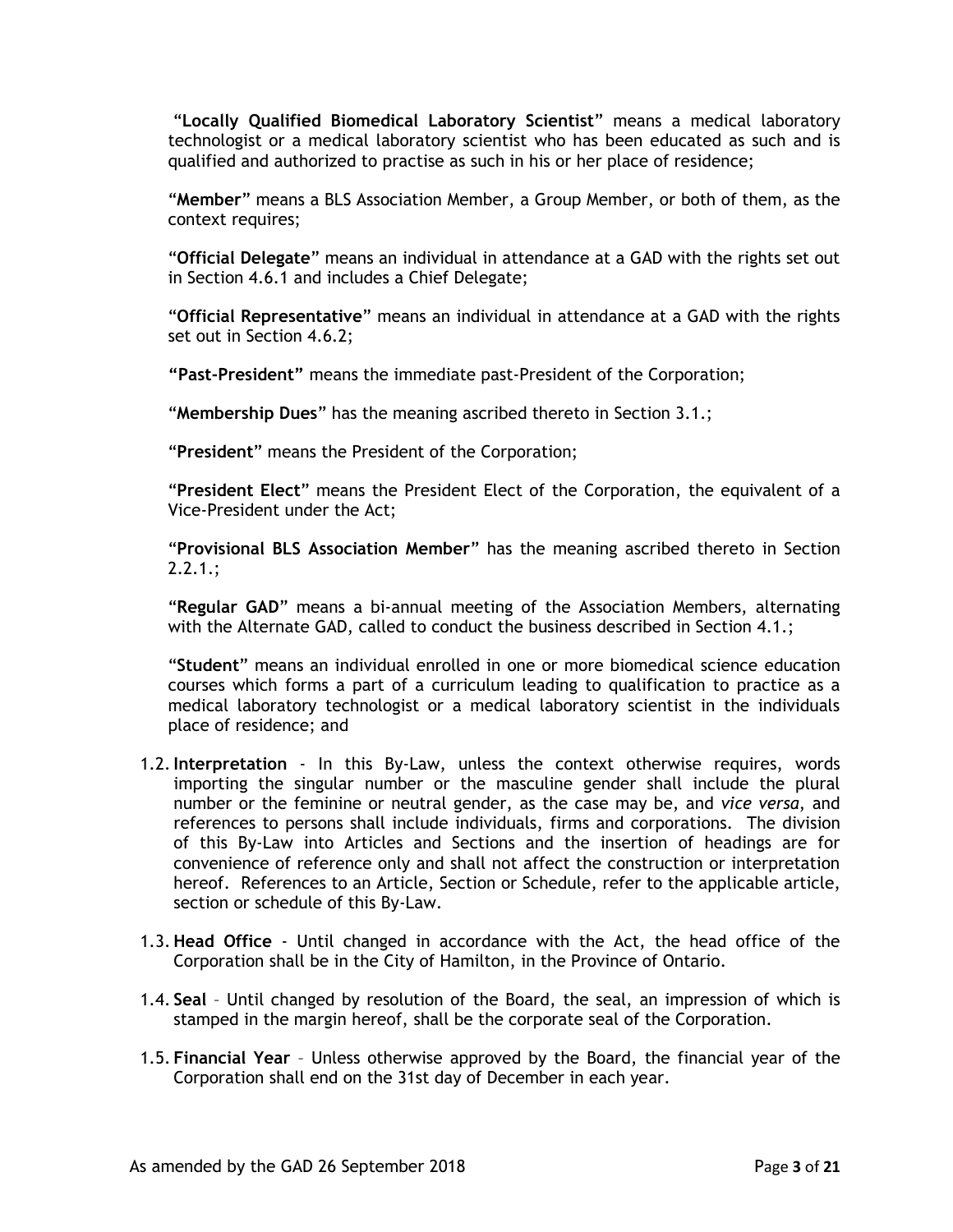"**Locally Qualified Biomedical Laboratory Scientist**" means a medical laboratory technologist or a medical laboratory scientist who has been educated as such and is qualified and authorized to practise as such in his or her place of residence;

"**Member**" means a BLS Association Member, a Group Member, or both of them, as the context requires;

"**Official Delegate**" means an individual in attendance at a GAD with the rights set out in Section 4.6.1 and includes a Chief Delegate;

"**Official Representative**" means an individual in attendance at a GAD with the rights set out in Section 4.6.2;

**"Past-President"** means the immediate past-President of the Corporation;

"**Membership Dues**" has the meaning ascribed thereto in Section 3.1.;

"**President**" means the President of the Corporation;

"**President Elect**" means the President Elect of the Corporation, the equivalent of a Vice-President under the Act;

"**Provisional BLS Association Member**" has the meaning ascribed thereto in Section 2.2.1.;

"**Regular GAD**" means a bi-annual meeting of the Association Members, alternating with the Alternate GAD, called to conduct the business described in Section 4.1.;

"**Student**" means an individual enrolled in one or more biomedical science education courses which forms a part of a curriculum leading to qualification to practice as a medical laboratory technologist or a medical laboratory scientist in the individuals place of residence; and

1.2. **Interpretation** - In this By-Law, unless the context otherwise requires, words importing the singular number or the masculine gender shall include the plural number or the feminine or neutral gender, as the case may be, and *vice versa*, and references to persons shall include individuals, firms and corporations. The division of this By-Law into Articles and Sections and the insertion of headings are for convenience of reference only and shall not affect the construction or interpretation hereof. References to an Article, Section or Schedule, refer to the applicable article, section or schedule of this By-Law.

1.3. **Head Office** - Until changed in accordance with the Act, the head office of the Corporation shall be in the City of Hamilton, in the Province of Ontario.

1.4. **Seal** – Until changed by resolution of the Board, the seal, an impression of which is stamped in the margin hereof, shall be the corporate seal of the Corporation.

1.5. **Financial Year** – Unless otherwise approved by the Board, the financial year of the Corporation shall end on the 31st day of December in each year.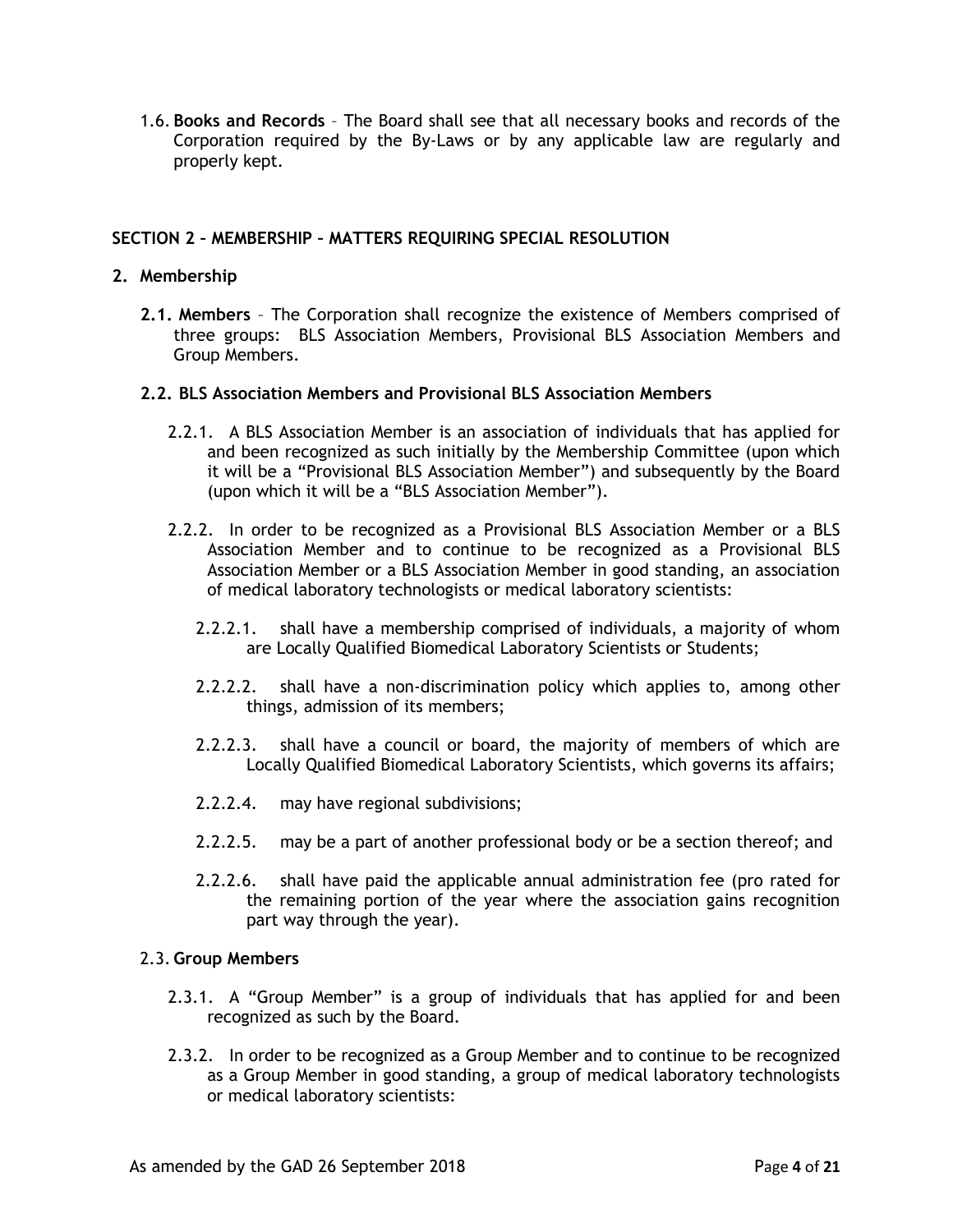1.6. **Books and Records** – The Board shall see that all necessary books and records of the Corporation required by the By-Laws or by any applicable law are regularly and properly kept.

## SECTION 2 – MEMBERSHIP – MATTERS REQUIRING SPECIAL RESOLUTION

### 2. Membership

**2.1. Members** – The Corporation shall recognize the existence of Members comprised of three groups: BLS Association Members, Provisional BLS Association Members and Group Members.

**2.2. BLS Association Members and Provisional BLS Association Members**

2.2.1. A BLS Association Member is an association of individuals that has applied for and been recognized as such initially by the Membership Committee (upon which it will be a "Provisional BLS Association Member") and subsequently by the Board (upon which it will be a "BLS Association Member").

2.2.2. In order to be recognized as a Provisional BLS Association Member or a BLS Association Member and to continue to be recognized as a Provisional BLS Association Member or a BLS Association Member in good standing, an association of medical laboratory technologists or medical laboratory scientists:

2.2.2.1. shall have a membership comprised of individuals, a majority of whom are Locally Qualified Biomedical Laboratory Scientists or Students;

2.2.2.2. shall have a non-discrimination policy which applies to, among other things, admission of its members;

2.2.2.3. shall have a council or board, the majority of members of which are Locally Qualified Biomedical Laboratory Scientists, which governs its affairs;

2.2.2.4. may have regional subdivisions;

2.2.2.5. may be a part of another professional body or be a section thereof; and

2.2.2.6. shall have paid the applicable annual administration fee (pro rated for the remaining portion of the year where the association gains recognition part way through the year).

2.3. **Group Members**

2.3.1. A "Group Member" is a group of individuals that has applied for and been recognized as such by the Board.

2.3.2. In order to be recognized as a Group Member and to continue to be recognized as a Group Member in good standing, a group of medical laboratory technologists or medical laboratory scientists: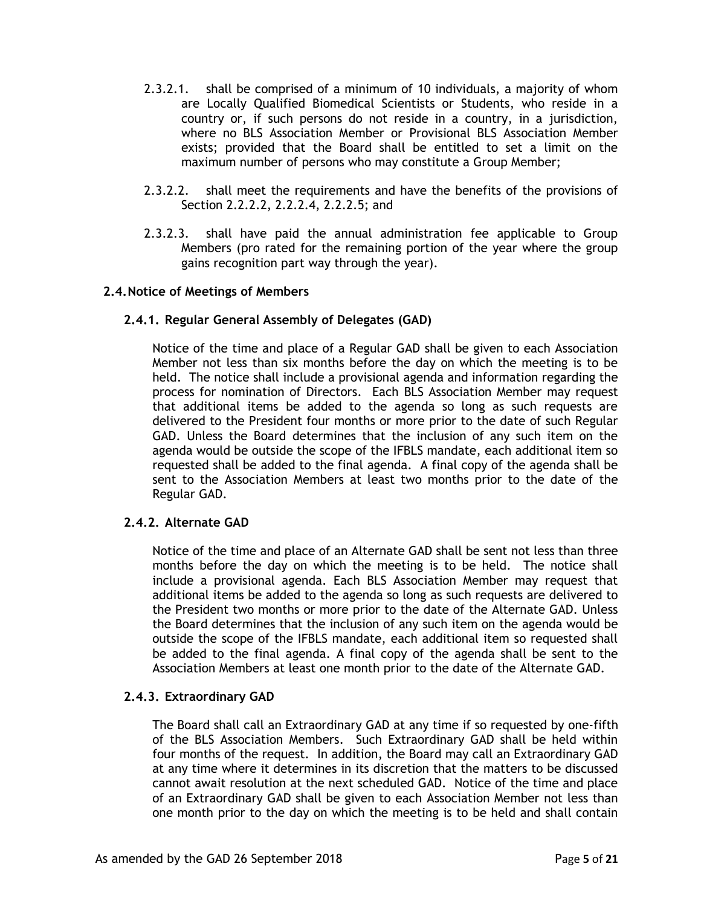2.3.2.1. shall be comprised of a minimum of 10 individuals, a majority of whom are Locally Qualified Biomedical Scientists or Students, who reside in a country or, if such persons do not reside in a country, in a jurisdiction, where no BLS Association Member or Provisional BLS Association Member exists; provided that the Board shall be entitled to set a limit on the maximum number of persons who may constitute a Group Member;

2.3.2.2. shall meet the requirements and have the benefits of the provisions of Section 2.2.2.2, 2.2.2.4, 2.2.2.5; and

2.3.2.3. shall have paid the annual administration fee applicable to Group Members (pro rated for the remaining portion of the year where the group gains recognition part way through the year).

### 2.4. Notice of Meetings of Members

#### 2.4.1. Regular General Assembly of Delegates (GAD)

Notice of the time and place of a Regular GAD shall be given to each Association Member not less than six months before the day on which the meeting is to be held. The notice shall include a provisional agenda and information regarding the process for nomination of Directors. Each BLS Association Member may request that additional items be added to the agenda so long as such requests are delivered to the President four months or more prior to the date of such Regular GAD. Unless the Board determines that the inclusion of any such item on the agenda would be outside the scope of the IFBLS mandate, each additional item so requested shall be added to the final agenda. A final copy of the agenda shall be sent to the Association Members at least two months prior to the date of the Regular GAD.

#### 2.4.2. Alternate GAD

Notice of the time and place of an Alternate GAD shall be sent not less than three months before the day on which the meeting is to be held. The notice shall include a provisional agenda. Each BLS Association Member may request that additional items be added to the agenda so long as such requests are delivered to the President two months or more prior to the date of the Alternate GAD. Unless the Board determines that the inclusion of any such item on the agenda would be outside the scope of the IFBLS mandate, each additional item so requested shall be added to the final agenda. A final copy of the agenda shall be sent to the Association Members at least one month prior to the date of the Alternate GAD.

#### 2.4.3. Extraordinary GAD

The Board shall call an Extraordinary GAD at any time if so requested by one-fifth of the BLS Association Members. Such Extraordinary GAD shall be held within four months of the request. In addition, the Board may call an Extraordinary GAD at any time where it determines in its discretion that the matters to be discussed cannot await resolution at the next scheduled GAD. Notice of the time and place of an Extraordinary GAD shall be given to each Association Member not less than one month prior to the day on which the meeting is to be held and shall contain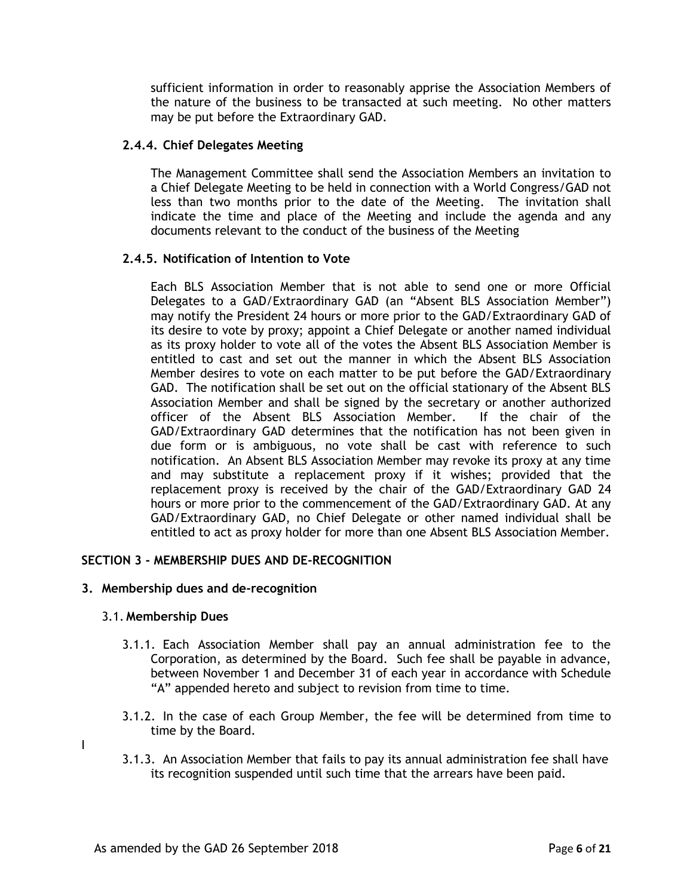sufficient information in order to reasonably apprise the Association Members of the nature of the business to be transacted at such meeting. No other matters may be put before the Extraordinary GAD.

#### 2.4.4. Chief Delegates Meeting

The Management Committee shall send the Association Members an invitation to a Chief Delegate Meeting to be held in connection with a World Congress/GAD not less than two months prior to the date of the Meeting. The invitation shall indicate the time and place of the Meeting and include the agenda and any documents relevant to the conduct of the business of the Meeting

#### 2.4.5. Notification of Intention to Vote

Each BLS Association Member that is not able to send one or more Official Delegates to a GAD/Extraordinary GAD (an "Absent BLS Association Member") may notify the President 24 hours or more prior to the GAD/Extraordinary GAD of its desire to vote by proxy; appoint a Chief Delegate or another named individual as its proxy holder to vote all of the votes the Absent BLS Association Member is entitled to cast and set out the manner in which the Absent BLS Association Member desires to vote on each matter to be put before the GAD/Extraordinary GAD. The notification shall be set out on the official stationary of the Absent BLS Association Member and shall be signed by the secretary or another authorized officer of the Absent BLS Association Member. If the chair of the GAD/Extraordinary GAD determines that the notification has not been given in due form or is ambiguous, no vote shall be cast with reference to such notification. An Absent BLS Association Member may revoke its proxy at any time and may substitute a replacement proxy if it wishes; provided that the replacement proxy is received by the chair of the GAD/Extraordinary GAD 24 hours or more prior to the commencement of the GAD/Extraordinary GAD. At any GAD/Extraordinary GAD, no Chief Delegate or other named individual shall be entitled to act as proxy holder for more than one Absent BLS Association Member.

## SECTION 3 - MEMBERSHIP DUES AND DE-RECOGNITION

### 3. Membership dues and de-recognition

#### 3.1. Membership Dues

3.1.1. Each Association Member shall pay an annual administration fee to the Corporation, as determined by the Board. Such fee shall be payable in advance, between November 1 and December 31 of each year in accordance with Schedule "A" appended hereto and subject to revision from time to time.

3.1.2. In the case of each Group Member, the fee will be determined from time to time by the Board.

3.1.3. An Association Member that fails to pay its annual administration fee shall have its recognition suspended until such time that the arrears have been paid.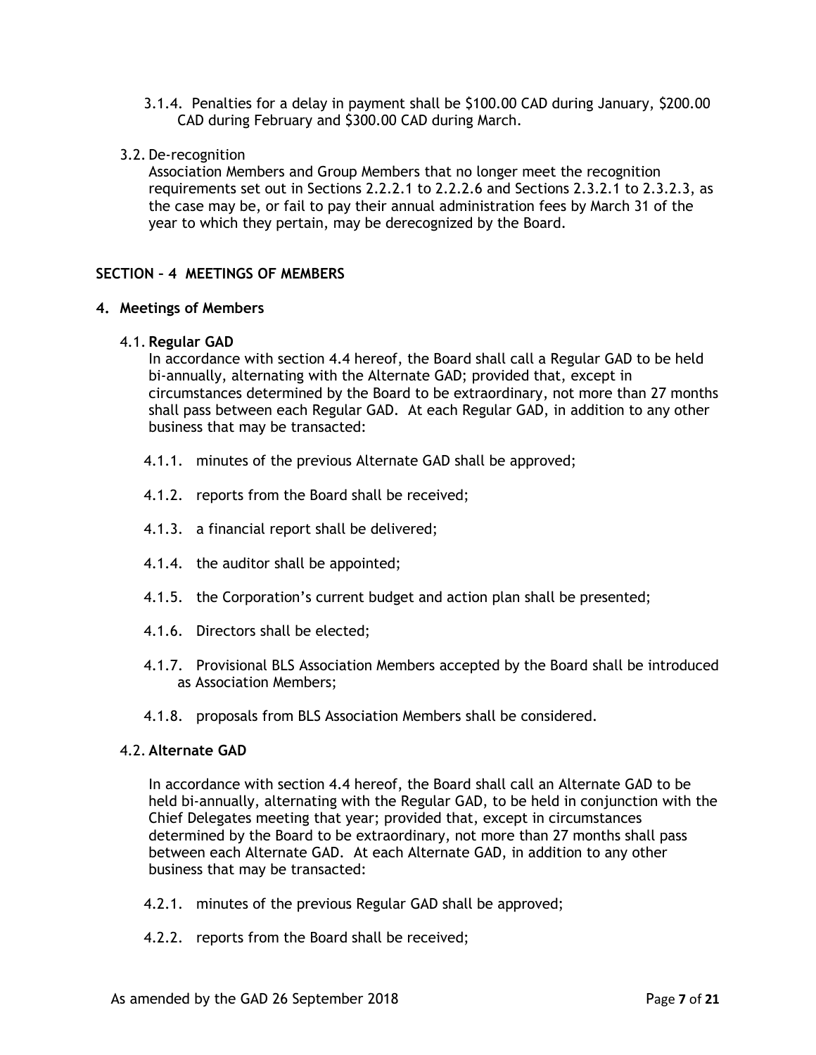3.1.4. Penalties for a delay in payment shall be $100.00 CAD during January, $200.00 CAD during February and $300.00 CAD during March.

3.2. De-recognition

Association Members and Group Members that no longer meet the recognition requirements set out in Sections 2.2.2.1 to 2.2.2.6 and Sections 2.3.2.1 to 2.3.2.3, as the case may be, or fail to pay their annual administration fees by March 31 of the year to which they pertain, may be derecognized by the Board.

## SECTION – 4 MEETINGS OF MEMBERS

### 4. Meetings of Members

4.1. **Regular GAD**

In accordance with section 4.4 hereof, the Board shall call a Regular GAD to be held bi-annually, alternating with the Alternate GAD; provided that, except in circumstances determined by the Board to be extraordinary, not more than 27 months shall pass between each Regular GAD. At each Regular GAD, in addition to any other business that may be transacted:

4.1.1. minutes of the previous Alternate GAD shall be approved;

4.1.2. reports from the Board shall be received;

4.1.3. a financial report shall be delivered;

4.1.4. the auditor shall be appointed;

4.1.5. the Corporation's current budget and action plan shall be presented;

4.1.6. Directors shall be elected;

4.1.7. Provisional BLS Association Members accepted by the Board shall be introduced as Association Members;

4.1.8. proposals from BLS Association Members shall be considered.

4.2. **Alternate GAD**

In accordance with section 4.4 hereof, the Board shall call an Alternate GAD to be held bi-annually, alternating with the Regular GAD, to be held in conjunction with the Chief Delegates meeting that year; provided that, except in circumstances determined by the Board to be extraordinary, not more than 27 months shall pass between each Alternate GAD. At each Alternate GAD, in addition to any other business that may be transacted:

4.2.1. minutes of the previous Regular GAD shall be approved;

4.2.2. reports from the Board shall be received;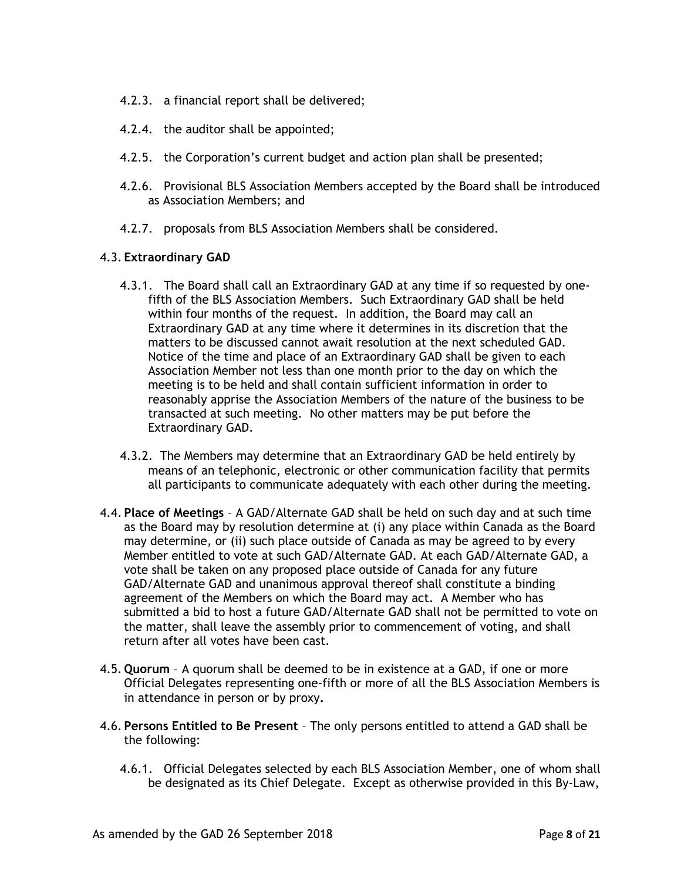4.2.3. a financial report shall be delivered;

4.2.4. the auditor shall be appointed;

4.2.5. the Corporation's current budget and action plan shall be presented;

4.2.6. Provisional BLS Association Members accepted by the Board shall be introduced as Association Members; and

4.2.7. proposals from BLS Association Members shall be considered.

4.3. **Extraordinary GAD**

4.3.1. The Board shall call an Extraordinary GAD at any time if so requested by one-fifth of the BLS Association Members. Such Extraordinary GAD shall be held within four months of the request. In addition, the Board may call an Extraordinary GAD at any time where it determines in its discretion that the matters to be discussed cannot await resolution at the next scheduled GAD. Notice of the time and place of an Extraordinary GAD shall be given to each Association Member not less than one month prior to the day on which the meeting is to be held and shall contain sufficient information in order to reasonably apprise the Association Members of the nature of the business to be transacted at such meeting. No other matters may be put before the Extraordinary GAD.

4.3.2. The Members may determine that an Extraordinary GAD be held entirely by means of an telephonic, electronic or other communication facility that permits all participants to communicate adequately with each other during the meeting.

4.4. **Place of Meetings** – A GAD/Alternate GAD shall be held on such day and at such time as the Board may by resolution determine at (i) any place within Canada as the Board may determine, or (ii) such place outside of Canada as may be agreed to by every Member entitled to vote at such GAD/Alternate GAD. At each GAD/Alternate GAD, a vote shall be taken on any proposed place outside of Canada for any future GAD/Alternate GAD and unanimous approval thereof shall constitute a binding agreement of the Members on which the Board may act. A Member who has submitted a bid to host a future GAD/Alternate GAD shall not be permitted to vote on the matter, shall leave the assembly prior to commencement of voting, and shall return after all votes have been cast.

4.5. **Quorum** – A quorum shall be deemed to be in existence at a GAD, if one or more Official Delegates representing one-fifth or more of all the BLS Association Members is in attendance in person or by proxy**.**

4.6. **Persons Entitled to Be Present** – The only persons entitled to attend a GAD shall be the following:

4.6.1. Official Delegates selected by each BLS Association Member, one of whom shall be designated as its Chief Delegate. Except as otherwise provided in this By-Law,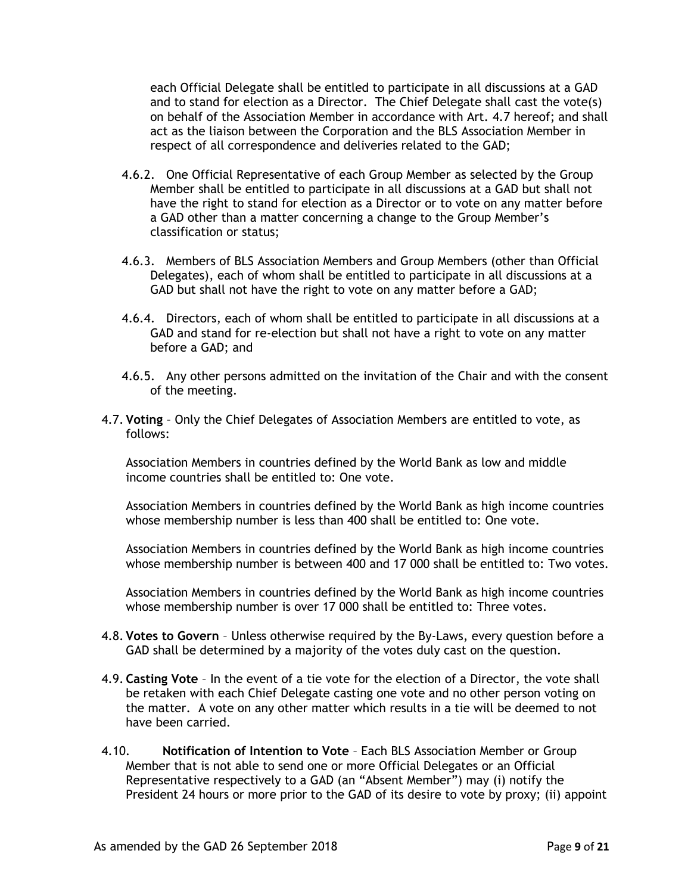each Official Delegate shall be entitled to participate in all discussions at a GAD and to stand for election as a Director. The Chief Delegate shall cast the vote(s) on behalf of the Association Member in accordance with Art. 4.7 hereof; and shall act as the liaison between the Corporation and the BLS Association Member in respect of all correspondence and deliveries related to the GAD;

4.6.2. One Official Representative of each Group Member as selected by the Group Member shall be entitled to participate in all discussions at a GAD but shall not have the right to stand for election as a Director or to vote on any matter before a GAD other than a matter concerning a change to the Group Member's classification or status;

4.6.3. Members of BLS Association Members and Group Members (other than Official Delegates), each of whom shall be entitled to participate in all discussions at a GAD but shall not have the right to vote on any matter before a GAD;

4.6.4. Directors, each of whom shall be entitled to participate in all discussions at a GAD and stand for re-election but shall not have a right to vote on any matter before a GAD; and

4.6.5. Any other persons admitted on the invitation of the Chair and with the consent of the meeting.

4.7. **Voting** – Only the Chief Delegates of Association Members are entitled to vote, as follows:

Association Members in countries defined by the World Bank as low and middle income countries shall be entitled to: One vote.

Association Members in countries defined by the World Bank as high income countries whose membership number is less than 400 shall be entitled to: One vote.

Association Members in countries defined by the World Bank as high income countries whose membership number is between 400 and 17 000 shall be entitled to: Two votes.

Association Members in countries defined by the World Bank as high income countries whose membership number is over 17 000 shall be entitled to: Three votes.

4.8. **Votes to Govern** – Unless otherwise required by the By-Laws, every question before a GAD shall be determined by a majority of the votes duly cast on the question.

4.9. **Casting Vote** – In the event of a tie vote for the election of a Director, the vote shall be retaken with each Chief Delegate casting one vote and no other person voting on the matter. A vote on any other matter which results in a tie will be deemed to not have been carried.

4.10. **Notification of Intention to Vote** – Each BLS Association Member or Group Member that is not able to send one or more Official Delegates or an Official Representative respectively to a GAD (an "Absent Member") may (i) notify the President 24 hours or more prior to the GAD of its desire to vote by proxy; (ii) appoint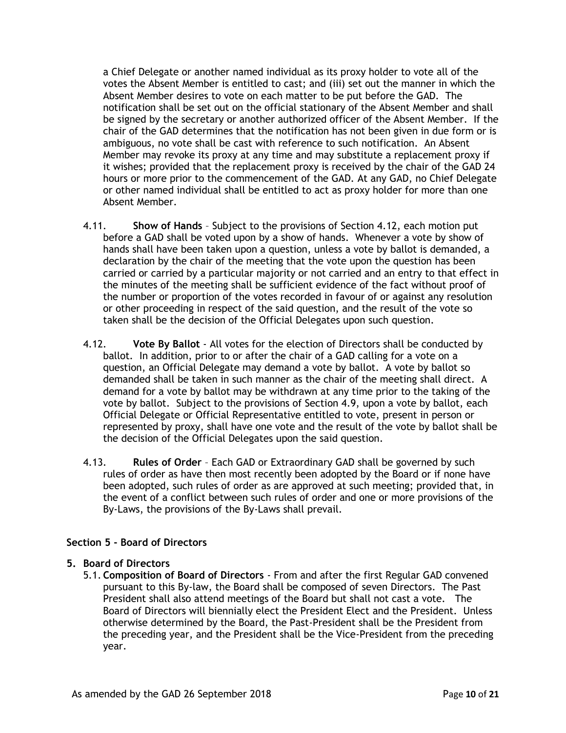a Chief Delegate or another named individual as its proxy holder to vote all of the votes the Absent Member is entitled to cast; and (iii) set out the manner in which the Absent Member desires to vote on each matter to be put before the GAD. The notification shall be set out on the official stationary of the Absent Member and shall be signed by the secretary or another authorized officer of the Absent Member. If the chair of the GAD determines that the notification has not been given in due form or is ambiguous, no vote shall be cast with reference to such notification. An Absent Member may revoke its proxy at any time and may substitute a replacement proxy if it wishes; provided that the replacement proxy is received by the chair of the GAD 24 hours or more prior to the commencement of the GAD. At any GAD, no Chief Delegate or other named individual shall be entitled to act as proxy holder for more than one Absent Member.

4.11. **Show of Hands** – Subject to the provisions of Section 4.12, each motion put before a GAD shall be voted upon by a show of hands. Whenever a vote by show of hands shall have been taken upon a question, unless a vote by ballot is demanded, a declaration by the chair of the meeting that the vote upon the question has been carried or carried by a particular majority or not carried and an entry to that effect in the minutes of the meeting shall be sufficient evidence of the fact without proof of the number or proportion of the votes recorded in favour of or against any resolution or other proceeding in respect of the said question, and the result of the vote so taken shall be the decision of the Official Delegates upon such question.

4.12. **Vote By Ballot** - All votes for the election of Directors shall be conducted by ballot. In addition, prior to or after the chair of a GAD calling for a vote on a question, an Official Delegate may demand a vote by ballot. A vote by ballot so demanded shall be taken in such manner as the chair of the meeting shall direct. A demand for a vote by ballot may be withdrawn at any time prior to the taking of the vote by ballot. Subject to the provisions of Section 4.9, upon a vote by ballot, each Official Delegate or Official Representative entitled to vote, present in person or represented by proxy, shall have one vote and the result of the vote by ballot shall be the decision of the Official Delegates upon the said question.

4.13. **Rules of Order** – Each GAD or Extraordinary GAD shall be governed by such rules of order as have then most recently been adopted by the Board or if none have been adopted, such rules of order as are approved at such meeting; provided that, in the event of a conflict between such rules of order and one or more provisions of the By-Laws, the provisions of the By-Laws shall prevail.

## Section 5 - Board of Directors

**5. Board of Directors**

5.1. **Composition of Board of Directors** - From and after the first Regular GAD convened pursuant to this By-law, the Board shall be composed of seven Directors. The Past President shall also attend meetings of the Board but shall not cast a vote. The Board of Directors will biennially elect the President Elect and the President. Unless otherwise determined by the Board, the Past-President shall be the President from the preceding year, and the President shall be the Vice-President from the preceding year.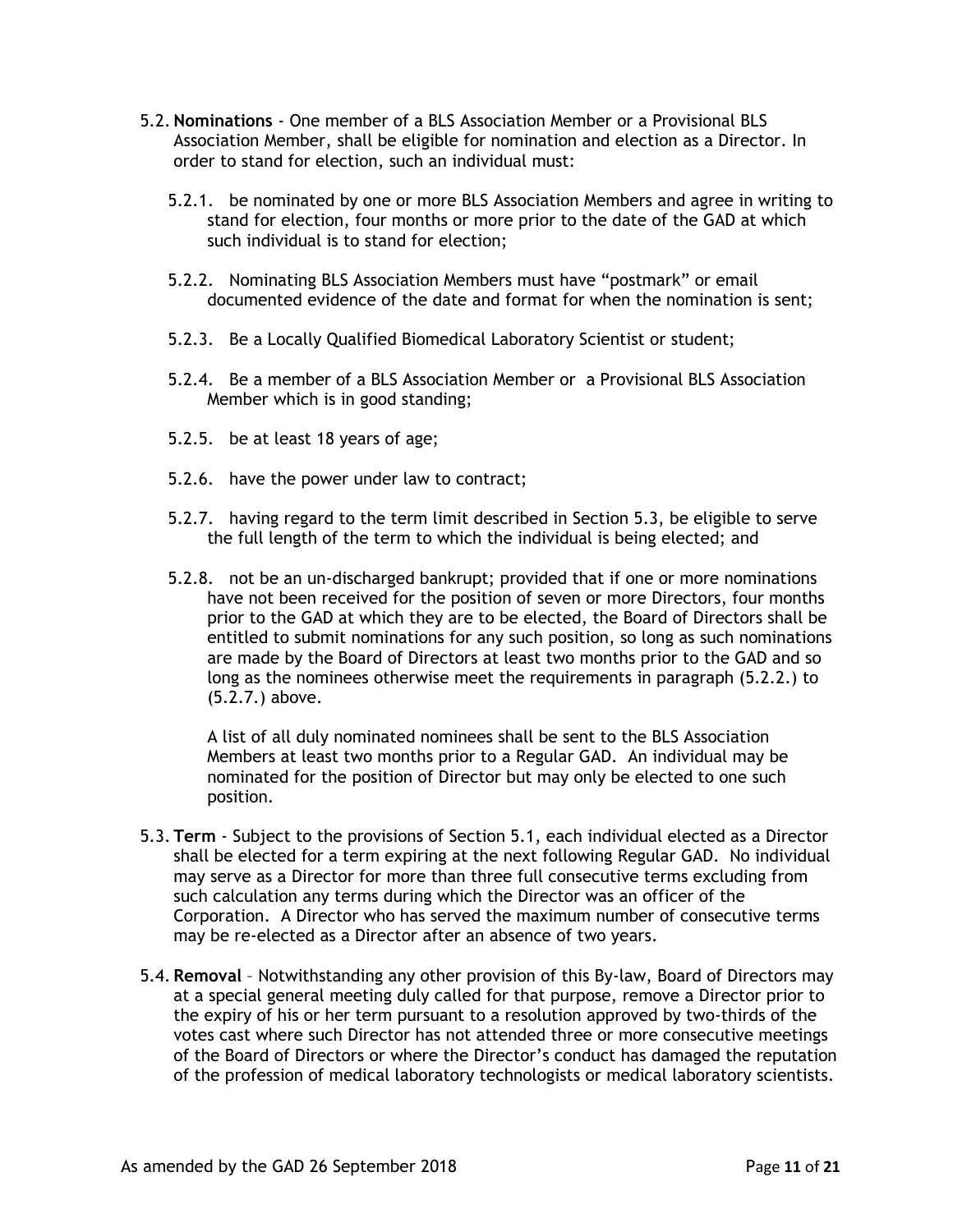5.2. **Nominations** - One member of a BLS Association Member or a Provisional BLS Association Member, shall be eligible for nomination and election as a Director. In order to stand for election, such an individual must:

5.2.1. be nominated by one or more BLS Association Members and agree in writing to stand for election, four months or more prior to the date of the GAD at which such individual is to stand for election;

5.2.2. Nominating BLS Association Members must have "postmark" or email documented evidence of the date and format for when the nomination is sent;

5.2.3. Be a Locally Qualified Biomedical Laboratory Scientist or student;

5.2.4. Be a member of a BLS Association Member or a Provisional BLS Association Member which is in good standing;

5.2.5. be at least 18 years of age;

5.2.6. have the power under law to contract;

5.2.7. having regard to the term limit described in Section 5.3, be eligible to serve the full length of the term to which the individual is being elected; and

5.2.8. not be an un-discharged bankrupt; provided that if one or more nominations have not been received for the position of seven or more Directors, four months prior to the GAD at which they are to be elected, the Board of Directors shall be entitled to submit nominations for any such position, so long as such nominations are made by the Board of Directors at least two months prior to the GAD and so long as the nominees otherwise meet the requirements in paragraph (5.2.2.) to (5.2.7.) above.

A list of all duly nominated nominees shall be sent to the BLS Association Members at least two months prior to a Regular GAD. An individual may be nominated for the position of Director but may only be elected to one such position.

5.3. **Term** - Subject to the provisions of Section 5.1, each individual elected as a Director shall be elected for a term expiring at the next following Regular GAD. No individual may serve as a Director for more than three full consecutive terms excluding from such calculation any terms during which the Director was an officer of the Corporation. A Director who has served the maximum number of consecutive terms may be re-elected as a Director after an absence of two years.

5.4. **Removal** – Notwithstanding any other provision of this By-law, Board of Directors may at a special general meeting duly called for that purpose, remove a Director prior to the expiry of his or her term pursuant to a resolution approved by two-thirds of the votes cast where such Director has not attended three or more consecutive meetings of the Board of Directors or where the Director's conduct has damaged the reputation of the profession of medical laboratory technologists or medical laboratory scientists.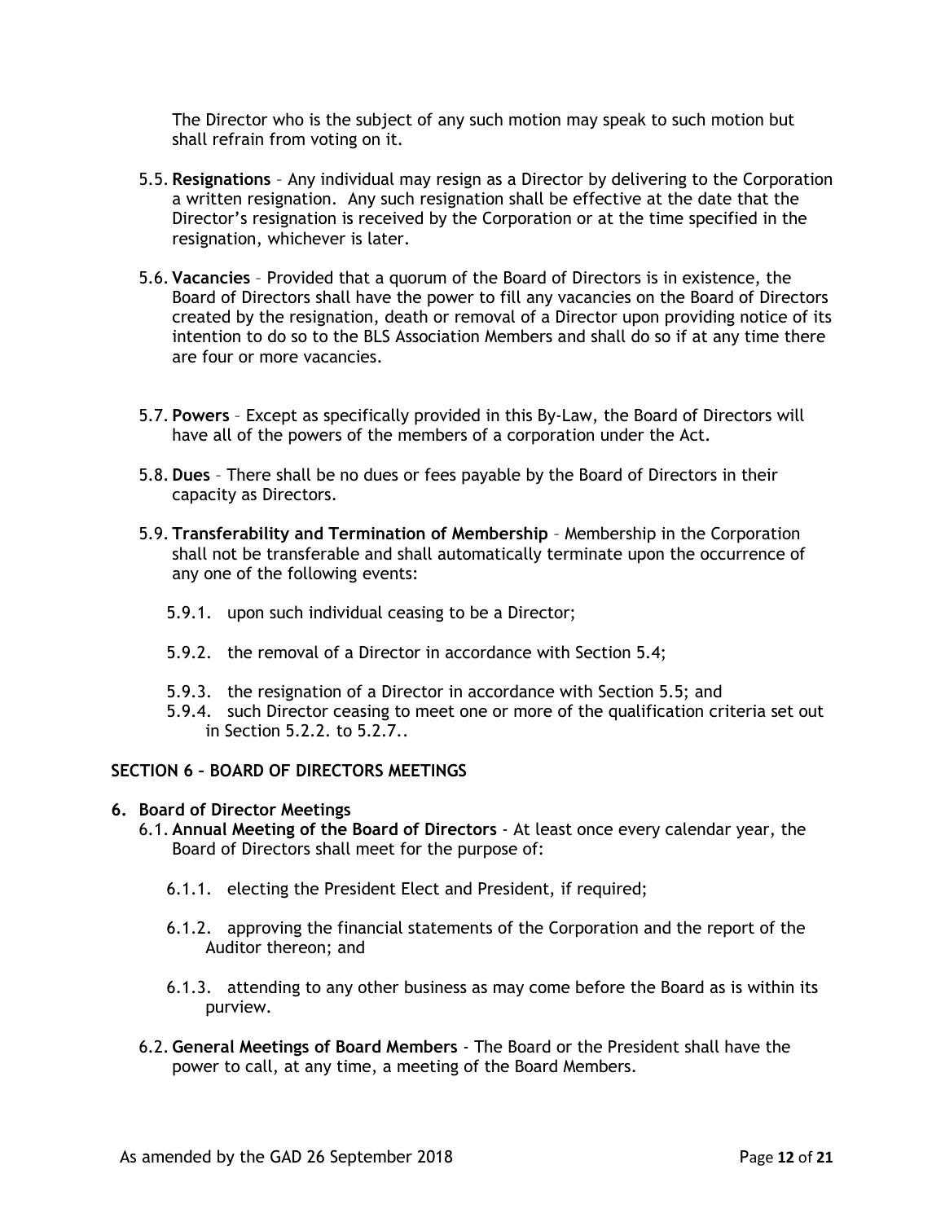The Director who is the subject of any such motion may speak to such motion but shall refrain from voting on it.

5.5. **Resignations** – Any individual may resign as a Director by delivering to the Corporation a written resignation. Any such resignation shall be effective at the date that the Director's resignation is received by the Corporation or at the time specified in the resignation, whichever is later.

5.6. **Vacancies** – Provided that a quorum of the Board of Directors is in existence, the Board of Directors shall have the power to fill any vacancies on the Board of Directors created by the resignation, death or removal of a Director upon providing notice of its intention to do so to the BLS Association Members and shall do so if at any time there are four or more vacancies.

5.7. **Powers** – Except as specifically provided in this By-Law, the Board of Directors will have all of the powers of the members of a corporation under the Act.

5.8. **Dues** – There shall be no dues or fees payable by the Board of Directors in their capacity as Directors.

5.9. **Transferability and Termination of Membership** – Membership in the Corporation shall not be transferable and shall automatically terminate upon the occurrence of any one of the following events:

5.9.1. upon such individual ceasing to be a Director;

5.9.2. the removal of a Director in accordance with Section 5.4;

5.9.3. the resignation of a Director in accordance with Section 5.5; and

5.9.4. such Director ceasing to meet one or more of the qualification criteria set out in Section 5.2.2. to 5.2.7..

## SECTION 6 – BOARD OF DIRECTORS MEETINGS

### 6. Board of Director Meetings

6.1. **Annual Meeting of the Board of Directors** - At least once every calendar year, the Board of Directors shall meet for the purpose of:

6.1.1. electing the President Elect and President, if required;

6.1.2. approving the financial statements of the Corporation and the report of the Auditor thereon; and

6.1.3. attending to any other business as may come before the Board as is within its purview.

6.2. **General Meetings of Board Members** - The Board or the President shall have the power to call, at any time, a meeting of the Board Members.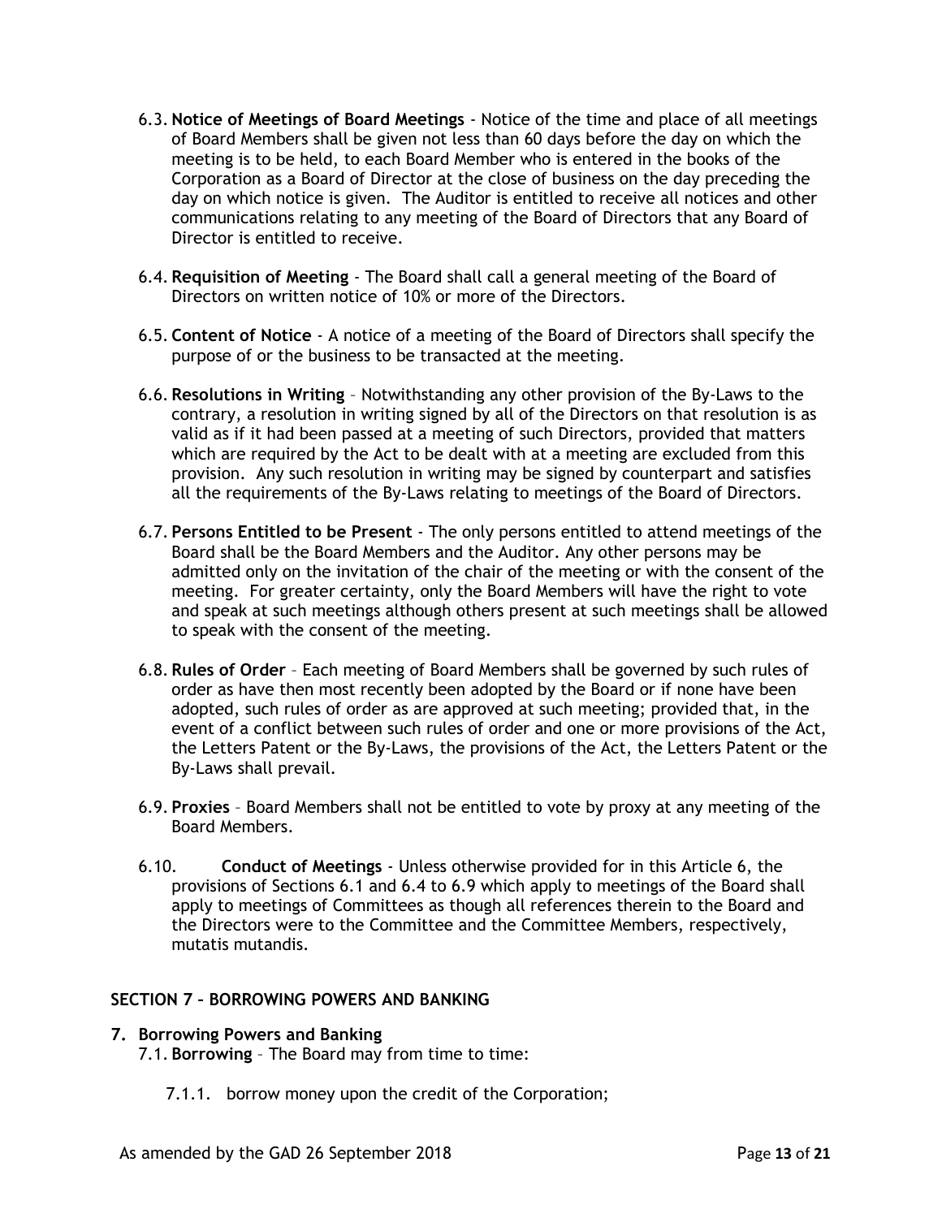6.3. **Notice of Meetings of Board Meetings** - Notice of the time and place of all meetings of Board Members shall be given not less than 60 days before the day on which the meeting is to be held, to each Board Member who is entered in the books of the Corporation as a Board of Director at the close of business on the day preceding the day on which notice is given. The Auditor is entitled to receive all notices and other communications relating to any meeting of the Board of Directors that any Board of Director is entitled to receive.

6.4. **Requisition of Meeting** - The Board shall call a general meeting of the Board of Directors on written notice of 10% or more of the Directors.

6.5. **Content of Notice** - A notice of a meeting of the Board of Directors shall specify the purpose of or the business to be transacted at the meeting.

6.6. **Resolutions in Writing** – Notwithstanding any other provision of the By-Laws to the contrary, a resolution in writing signed by all of the Directors on that resolution is as valid as if it had been passed at a meeting of such Directors, provided that matters which are required by the Act to be dealt with at a meeting are excluded from this provision. Any such resolution in writing may be signed by counterpart and satisfies all the requirements of the By-Laws relating to meetings of the Board of Directors.

6.7. **Persons Entitled to be Present** - The only persons entitled to attend meetings of the Board shall be the Board Members and the Auditor. Any other persons may be admitted only on the invitation of the chair of the meeting or with the consent of the meeting. For greater certainty, only the Board Members will have the right to vote and speak at such meetings although others present at such meetings shall be allowed to speak with the consent of the meeting.

6.8. **Rules of Order** – Each meeting of Board Members shall be governed by such rules of order as have then most recently been adopted by the Board or if none have been adopted, such rules of order as are approved at such meeting; provided that, in the event of a conflict between such rules of order and one or more provisions of the Act, the Letters Patent or the By-Laws, the provisions of the Act, the Letters Patent or the By-Laws shall prevail.

6.9. **Proxies** – Board Members shall not be entitled to vote by proxy at any meeting of the Board Members.

6.10. **Conduct of Meetings** - Unless otherwise provided for in this Article 6, the provisions of Sections 6.1 and 6.4 to 6.9 which apply to meetings of the Board shall apply to meetings of Committees as though all references therein to the Board and the Directors were to the Committee and the Committee Members, respectively, mutatis mutandis.

### SECTION 7 – BORROWING POWERS AND BANKING

**7. Borrowing Powers and Banking**

7.1. **Borrowing** – The Board may from time to time:

7.1.1. borrow money upon the credit of the Corporation;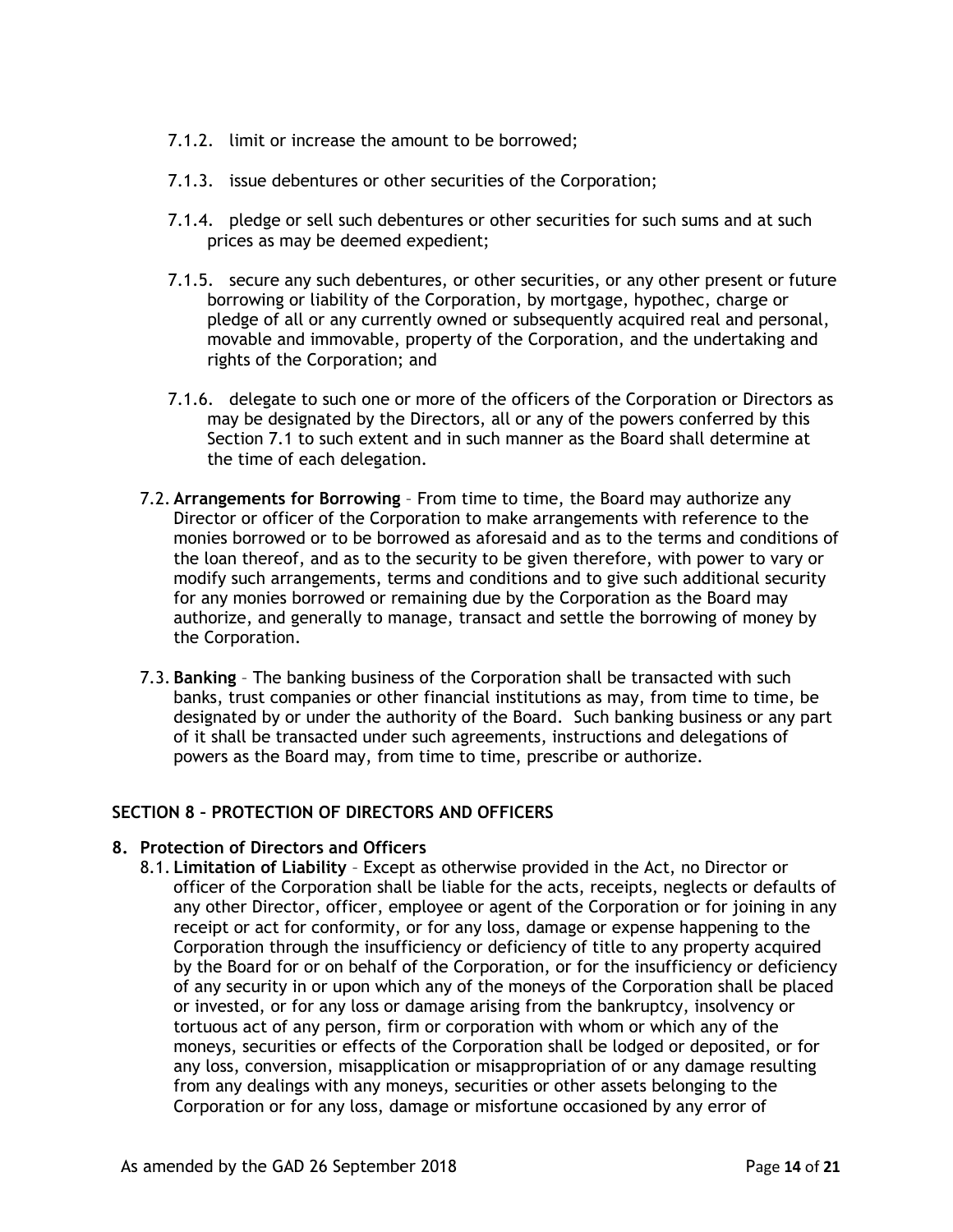7.1.2. limit or increase the amount to be borrowed;

7.1.3. issue debentures or other securities of the Corporation;

7.1.4. pledge or sell such debentures or other securities for such sums and at such prices as may be deemed expedient;

7.1.5. secure any such debentures, or other securities, or any other present or future borrowing or liability of the Corporation, by mortgage, hypothec, charge or pledge of all or any currently owned or subsequently acquired real and personal, movable and immovable, property of the Corporation, and the undertaking and rights of the Corporation; and

7.1.6. delegate to such one or more of the officers of the Corporation or Directors as may be designated by the Directors, all or any of the powers conferred by this Section 7.1 to such extent and in such manner as the Board shall determine at the time of each delegation.

7.2. **Arrangements for Borrowing** – From time to time, the Board may authorize any Director or officer of the Corporation to make arrangements with reference to the monies borrowed or to be borrowed as aforesaid and as to the terms and conditions of the loan thereof, and as to the security to be given therefore, with power to vary or modify such arrangements, terms and conditions and to give such additional security for any monies borrowed or remaining due by the Corporation as the Board may authorize, and generally to manage, transact and settle the borrowing of money by the Corporation.

7.3. **Banking** – The banking business of the Corporation shall be transacted with such banks, trust companies or other financial institutions as may, from time to time, be designated by or under the authority of the Board. Such banking business or any part of it shall be transacted under such agreements, instructions and delegations of powers as the Board may, from time to time, prescribe or authorize.

## SECTION 8 – PROTECTION OF DIRECTORS AND OFFICERS

### 8. Protection of Directors and Officers

8.1. **Limitation of Liability** – Except as otherwise provided in the Act, no Director or officer of the Corporation shall be liable for the acts, receipts, neglects or defaults of any other Director, officer, employee or agent of the Corporation or for joining in any receipt or act for conformity, or for any loss, damage or expense happening to the Corporation through the insufficiency or deficiency of title to any property acquired by the Board for or on behalf of the Corporation, or for the insufficiency or deficiency of any security in or upon which any of the moneys of the Corporation shall be placed or invested, or for any loss or damage arising from the bankruptcy, insolvency or tortuous act of any person, firm or corporation with whom or which any of the moneys, securities or effects of the Corporation shall be lodged or deposited, or for any loss, conversion, misapplication or misappropriation of or any damage resulting from any dealings with any moneys, securities or other assets belonging to the Corporation or for any loss, damage or misfortune occasioned by any error of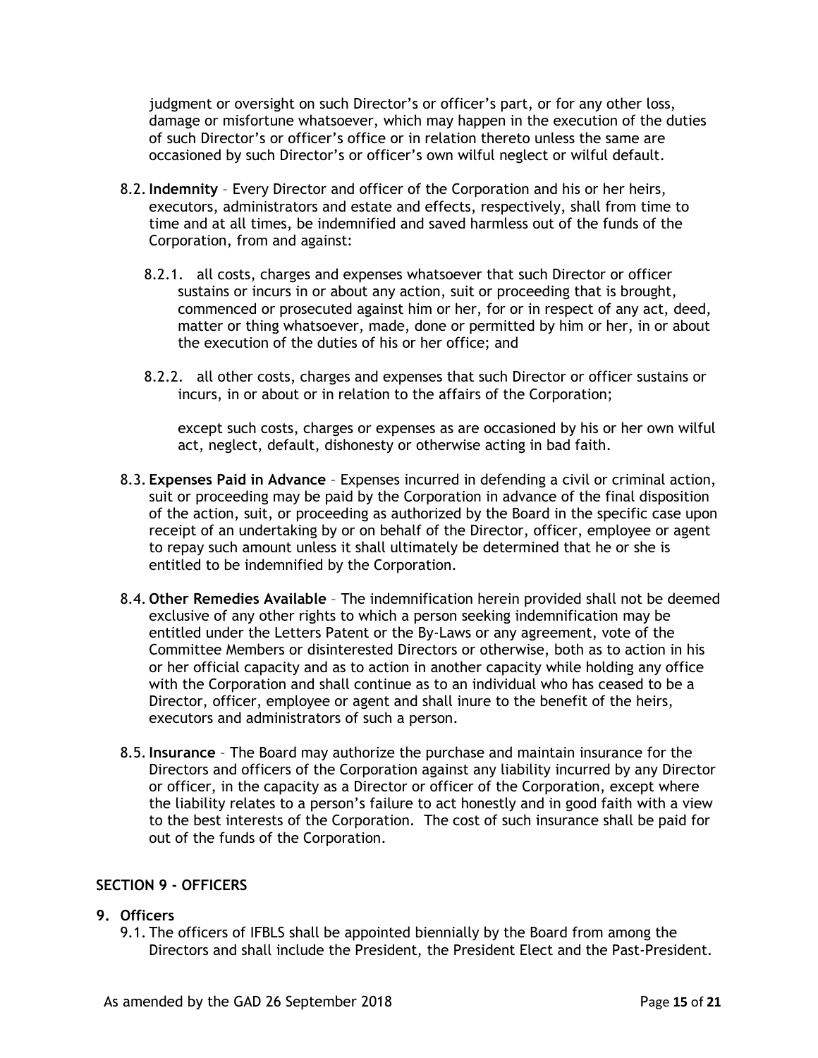judgment or oversight on such Director's or officer's part, or for any other loss, damage or misfortune whatsoever, which may happen in the execution of the duties of such Director's or officer's office or in relation thereto unless the same are occasioned by such Director's or officer's own wilful neglect or wilful default.

8.2. **Indemnity** – Every Director and officer of the Corporation and his or her heirs, executors, administrators and estate and effects, respectively, shall from time to time and at all times, be indemnified and saved harmless out of the funds of the Corporation, from and against:

8.2.1. all costs, charges and expenses whatsoever that such Director or officer sustains or incurs in or about any action, suit or proceeding that is brought, commenced or prosecuted against him or her, for or in respect of any act, deed, matter or thing whatsoever, made, done or permitted by him or her, in or about the execution of the duties of his or her office; and

8.2.2. all other costs, charges and expenses that such Director or officer sustains or incurs, in or about or in relation to the affairs of the Corporation;

except such costs, charges or expenses as are occasioned by his or her own wilful act, neglect, default, dishonesty or otherwise acting in bad faith.

8.3. **Expenses Paid in Advance** – Expenses incurred in defending a civil or criminal action, suit or proceeding may be paid by the Corporation in advance of the final disposition of the action, suit, or proceeding as authorized by the Board in the specific case upon receipt of an undertaking by or on behalf of the Director, officer, employee or agent to repay such amount unless it shall ultimately be determined that he or she is entitled to be indemnified by the Corporation.

8.4. **Other Remedies Available** – The indemnification herein provided shall not be deemed exclusive of any other rights to which a person seeking indemnification may be entitled under the Letters Patent or the By-Laws or any agreement, vote of the Committee Members or disinterested Directors or otherwise, both as to action in his or her official capacity and as to action in another capacity while holding any office with the Corporation and shall continue as to an individual who has ceased to be a Director, officer, employee or agent and shall inure to the benefit of the heirs, executors and administrators of such a person.

8.5. **Insurance** – The Board may authorize the purchase and maintain insurance for the Directors and officers of the Corporation against any liability incurred by any Director or officer, in the capacity as a Director or officer of the Corporation, except where the liability relates to a person's failure to act honestly and in good faith with a view to the best interests of the Corporation. The cost of such insurance shall be paid for out of the funds of the Corporation.

## SECTION 9 - OFFICERS

### 9. Officers

9.1. The officers of IFBLS shall be appointed biennially by the Board from among the Directors and shall include the President, the President Elect and the Past-President.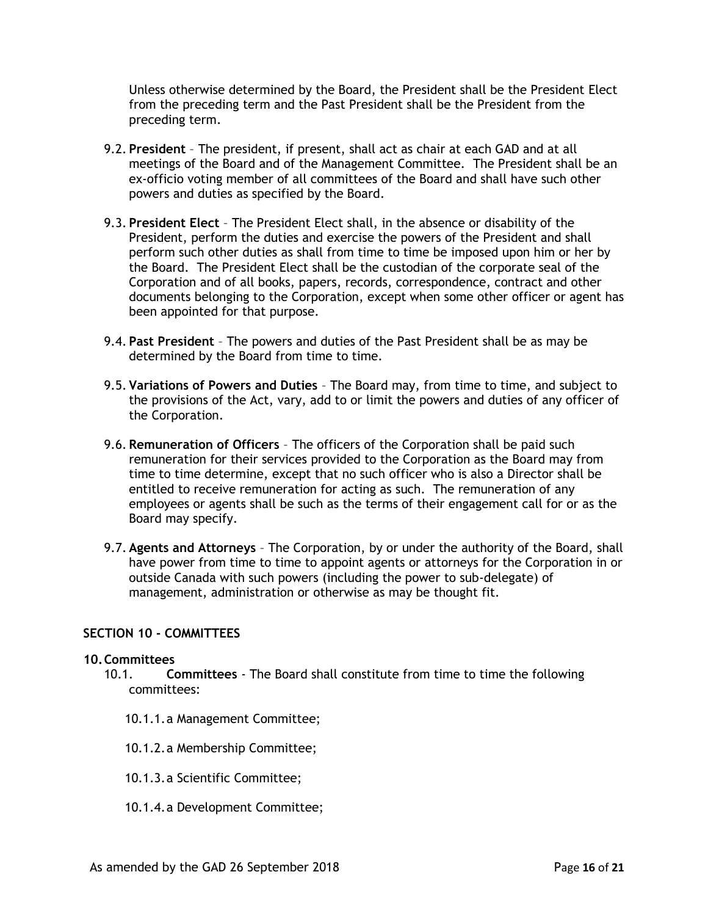Unless otherwise determined by the Board, the President shall be the President Elect from the preceding term and the Past President shall be the President from the preceding term.

9.2. **President** – The president, if present, shall act as chair at each GAD and at all meetings of the Board and of the Management Committee. The President shall be an ex-officio voting member of all committees of the Board and shall have such other powers and duties as specified by the Board.

9.3. **President Elect** – The President Elect shall, in the absence or disability of the President, perform the duties and exercise the powers of the President and shall perform such other duties as shall from time to time be imposed upon him or her by the Board. The President Elect shall be the custodian of the corporate seal of the Corporation and of all books, papers, records, correspondence, contract and other documents belonging to the Corporation, except when some other officer or agent has been appointed for that purpose.

9.4. **Past President** – The powers and duties of the Past President shall be as may be determined by the Board from time to time.

9.5. **Variations of Powers and Duties** – The Board may, from time to time, and subject to the provisions of the Act, vary, add to or limit the powers and duties of any officer of the Corporation.

9.6. **Remuneration of Officers** – The officers of the Corporation shall be paid such remuneration for their services provided to the Corporation as the Board may from time to time determine, except that no such officer who is also a Director shall be entitled to receive remuneration for acting as such. The remuneration of any employees or agents shall be such as the terms of their engagement call for or as the Board may specify.

9.7. **Agents and Attorneys** – The Corporation, by or under the authority of the Board, shall have power from time to time to appoint agents or attorneys for the Corporation in or outside Canada with such powers (including the power to sub-delegate) of management, administration or otherwise as may be thought fit.

## SECTION 10 - COMMITTEES

### 10. Committees

10.1. **Committees** - The Board shall constitute from time to time the following committees:

10.1.1. a Management Committee;

10.1.2. a Membership Committee;

10.1.3. a Scientific Committee;

10.1.4. a Development Committee;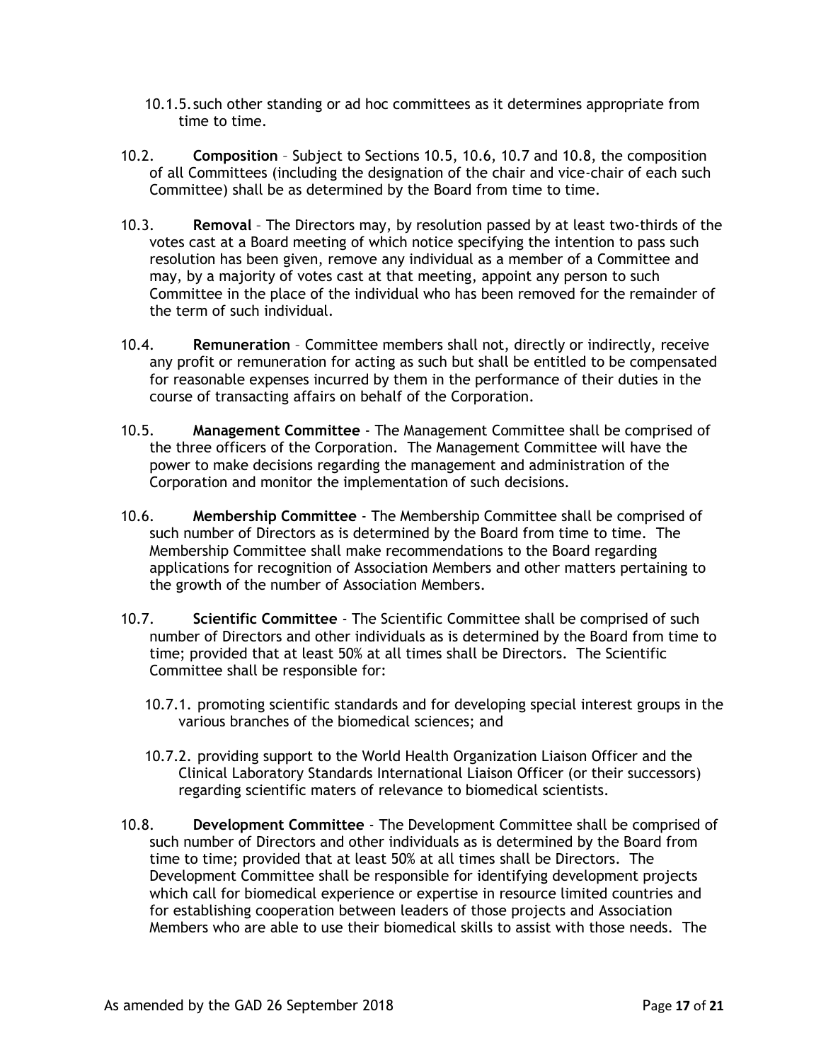10.1.5. such other standing or ad hoc committees as it determines appropriate from time to time.

10.2. **Composition** – Subject to Sections 10.5, 10.6, 10.7 and 10.8, the composition of all Committees (including the designation of the chair and vice-chair of each such Committee) shall be as determined by the Board from time to time.

10.3. **Removal** – The Directors may, by resolution passed by at least two-thirds of the votes cast at a Board meeting of which notice specifying the intention to pass such resolution has been given, remove any individual as a member of a Committee and may, by a majority of votes cast at that meeting, appoint any person to such Committee in the place of the individual who has been removed for the remainder of the term of such individual.

10.4. **Remuneration** – Committee members shall not, directly or indirectly, receive any profit or remuneration for acting as such but shall be entitled to be compensated for reasonable expenses incurred by them in the performance of their duties in the course of transacting affairs on behalf of the Corporation.

10.5. **Management Committee** - The Management Committee shall be comprised of the three officers of the Corporation. The Management Committee will have the power to make decisions regarding the management and administration of the Corporation and monitor the implementation of such decisions.

10.6. **Membership Committee** - The Membership Committee shall be comprised of such number of Directors as is determined by the Board from time to time. The Membership Committee shall make recommendations to the Board regarding applications for recognition of Association Members and other matters pertaining to the growth of the number of Association Members.

10.7. **Scientific Committee** - The Scientific Committee shall be comprised of such number of Directors and other individuals as is determined by the Board from time to time; provided that at least 50% at all times shall be Directors. The Scientific Committee shall be responsible for:

10.7.1. promoting scientific standards and for developing special interest groups in the various branches of the biomedical sciences; and

10.7.2. providing support to the World Health Organization Liaison Officer and the Clinical Laboratory Standards International Liaison Officer (or their successors) regarding scientific maters of relevance to biomedical scientists.

10.8. **Development Committee** - The Development Committee shall be comprised of such number of Directors and other individuals as is determined by the Board from time to time; provided that at least 50% at all times shall be Directors. The Development Committee shall be responsible for identifying development projects which call for biomedical experience or expertise in resource limited countries and for establishing cooperation between leaders of those projects and Association Members who are able to use their biomedical skills to assist with those needs. The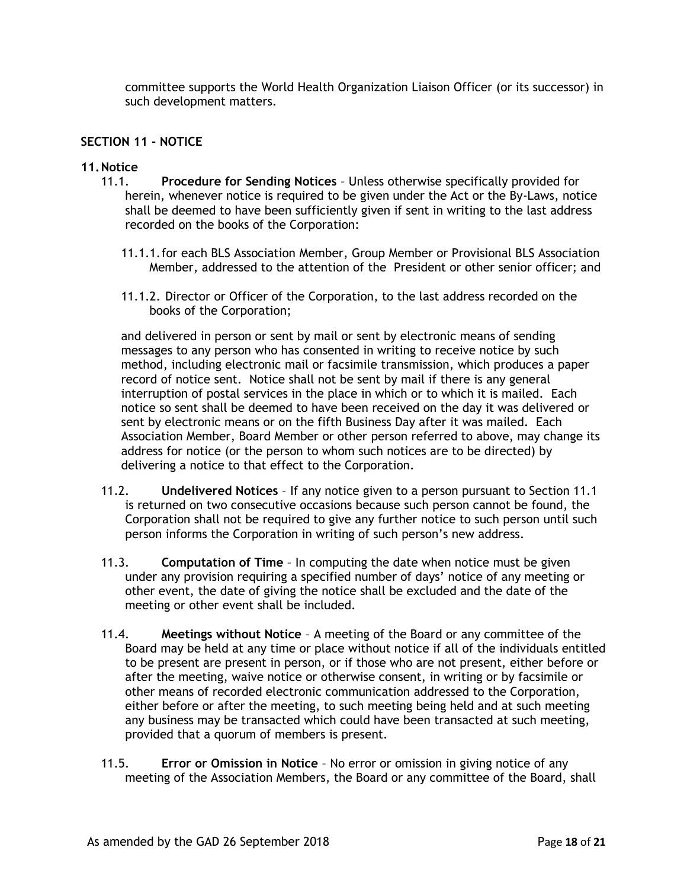committee supports the World Health Organization Liaison Officer (or its successor) in such development matters.

## SECTION 11 - NOTICE

### 11. Notice

11.1. **Procedure for Sending Notices** – Unless otherwise specifically provided for herein, whenever notice is required to be given under the Act or the By-Laws, notice shall be deemed to have been sufficiently given if sent in writing to the last address recorded on the books of the Corporation:

11.1.1. for each BLS Association Member, Group Member or Provisional BLS Association Member, addressed to the attention of the President or other senior officer; and

11.1.2. Director or Officer of the Corporation, to the last address recorded on the books of the Corporation;

and delivered in person or sent by mail or sent by electronic means of sending messages to any person who has consented in writing to receive notice by such method, including electronic mail or facsimile transmission, which produces a paper record of notice sent. Notice shall not be sent by mail if there is any general interruption of postal services in the place in which or to which it is mailed. Each notice so sent shall be deemed to have been received on the day it was delivered or sent by electronic means or on the fifth Business Day after it was mailed. Each Association Member, Board Member or other person referred to above, may change its address for notice (or the person to whom such notices are to be directed) by delivering a notice to that effect to the Corporation.

11.2. **Undelivered Notices** – If any notice given to a person pursuant to Section 11.1 is returned on two consecutive occasions because such person cannot be found, the Corporation shall not be required to give any further notice to such person until such person informs the Corporation in writing of such person's new address.

11.3. **Computation of Time** – In computing the date when notice must be given under any provision requiring a specified number of days' notice of any meeting or other event, the date of giving the notice shall be excluded and the date of the meeting or other event shall be included.

11.4. **Meetings without Notice** – A meeting of the Board or any committee of the Board may be held at any time or place without notice if all of the individuals entitled to be present are present in person, or if those who are not present, either before or after the meeting, waive notice or otherwise consent, in writing or by facsimile or other means of recorded electronic communication addressed to the Corporation, either before or after the meeting, to such meeting being held and at such meeting any business may be transacted which could have been transacted at such meeting, provided that a quorum of members is present.

11.5. **Error or Omission in Notice** – No error or omission in giving notice of any meeting of the Association Members, the Board or any committee of the Board, shall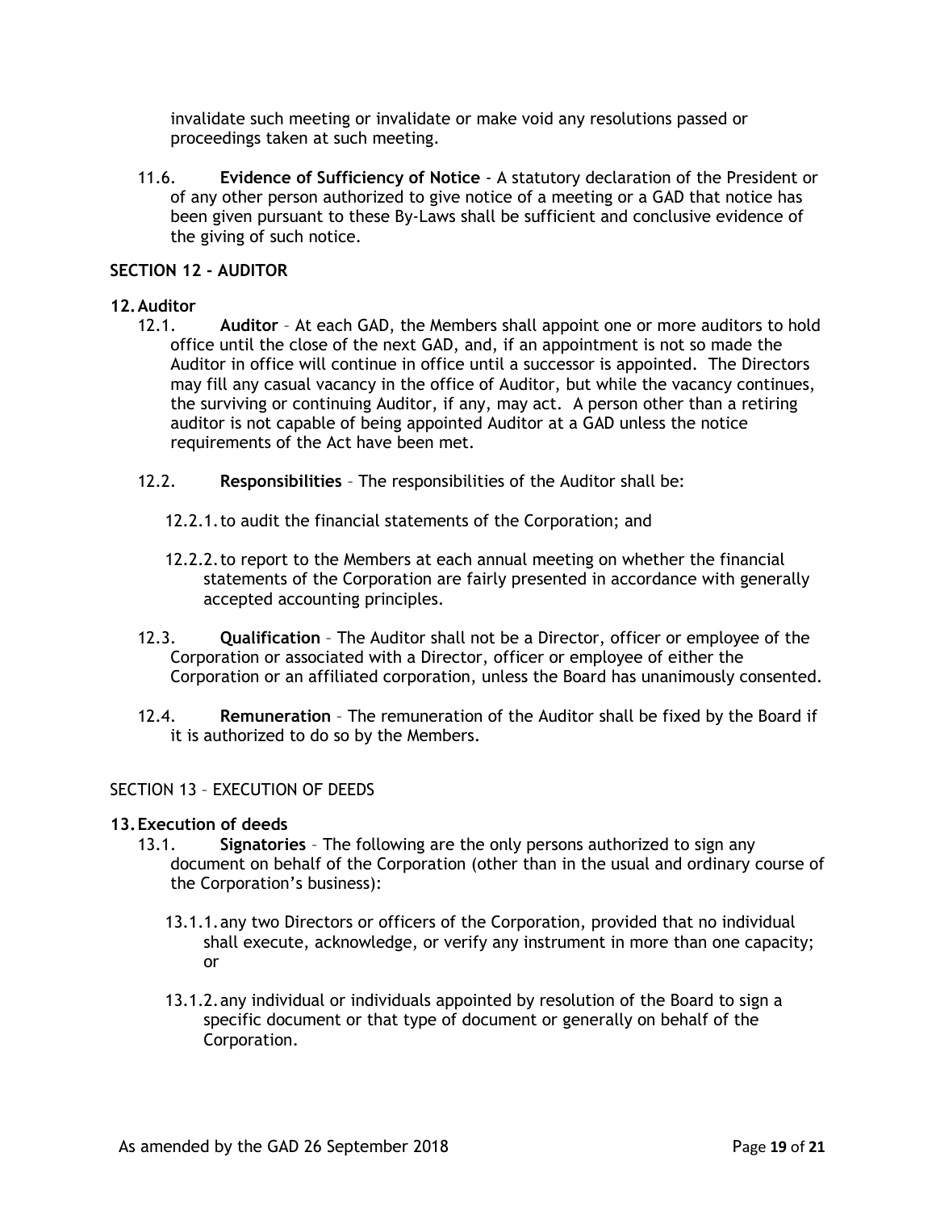invalidate such meeting or invalidate or make void any resolutions passed or proceedings taken at such meeting.

11.6. **Evidence of Sufficiency of Notice** - A statutory declaration of the President or of any other person authorized to give notice of a meeting or a GAD that notice has been given pursuant to these By-Laws shall be sufficient and conclusive evidence of the giving of such notice.

## SECTION 12 - AUDITOR

### 12. Auditor

12.1. **Auditor** – At each GAD, the Members shall appoint one or more auditors to hold office until the close of the next GAD, and, if an appointment is not so made the Auditor in office will continue in office until a successor is appointed. The Directors may fill any casual vacancy in the office of Auditor, but while the vacancy continues, the surviving or continuing Auditor, if any, may act. A person other than a retiring auditor is not capable of being appointed Auditor at a GAD unless the notice requirements of the Act have been met.

12.2. **Responsibilities** – The responsibilities of the Auditor shall be:

12.2.1. to audit the financial statements of the Corporation; and

12.2.2. to report to the Members at each annual meeting on whether the financial statements of the Corporation are fairly presented in accordance with generally accepted accounting principles.

12.3. **Qualification** – The Auditor shall not be a Director, officer or employee of the Corporation or associated with a Director, officer or employee of either the Corporation or an affiliated corporation, unless the Board has unanimously consented.

12.4. **Remuneration** – The remuneration of the Auditor shall be fixed by the Board if it is authorized to do so by the Members.

## SECTION 13 – EXECUTION OF DEEDS

### 13. Execution of deeds

13.1. **Signatories** – The following are the only persons authorized to sign any document on behalf of the Corporation (other than in the usual and ordinary course of the Corporation's business):

13.1.1. any two Directors or officers of the Corporation, provided that no individual shall execute, acknowledge, or verify any instrument in more than one capacity; or

13.1.2. any individual or individuals appointed by resolution of the Board to sign a specific document or that type of document or generally on behalf of the Corporation.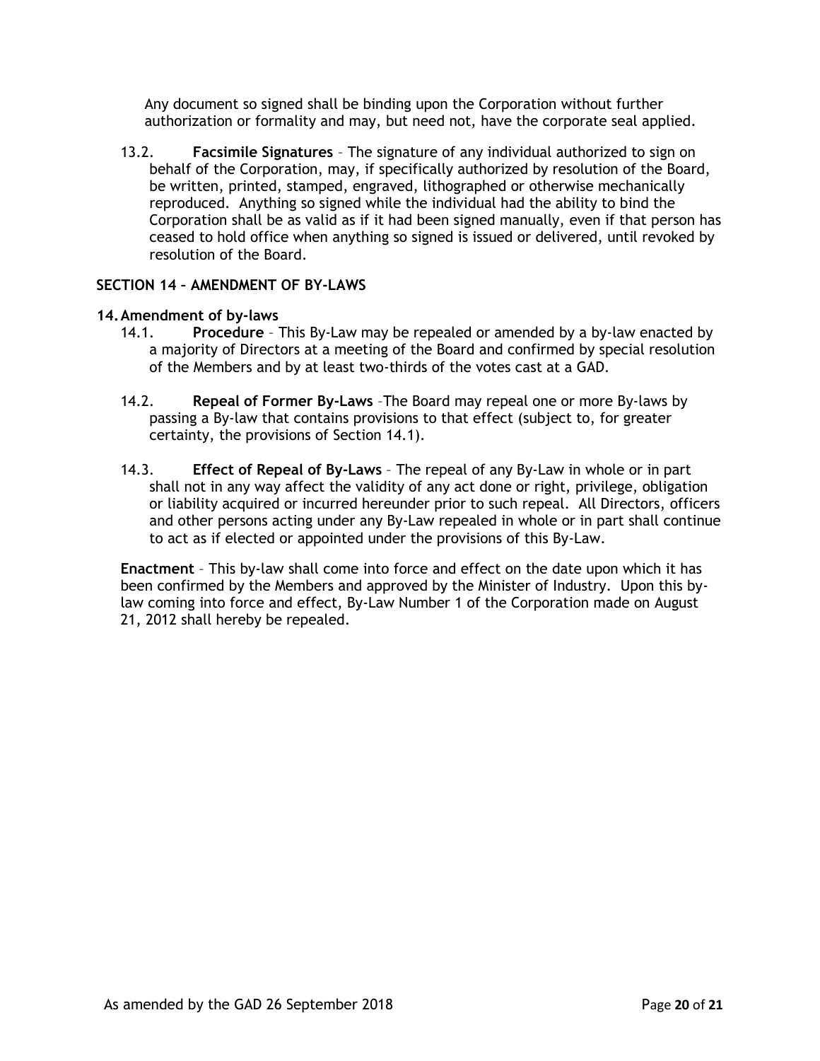Any document so signed shall be binding upon the Corporation without further authorization or formality and may, but need not, have the corporate seal applied.

13.2. **Facsimile Signatures** – The signature of any individual authorized to sign on behalf of the Corporation, may, if specifically authorized by resolution of the Board, be written, printed, stamped, engraved, lithographed or otherwise mechanically reproduced. Anything so signed while the individual had the ability to bind the Corporation shall be as valid as if it had been signed manually, even if that person has ceased to hold office when anything so signed is issued or delivered, until revoked by resolution of the Board.

## SECTION 14 – AMENDMENT OF BY-LAWS

### 14. Amendment of by-laws

14.1. **Procedure** – This By-Law may be repealed or amended by a by-law enacted by a majority of Directors at a meeting of the Board and confirmed by special resolution of the Members and by at least two-thirds of the votes cast at a GAD.

14.2. **Repeal of Former By-Laws** –The Board may repeal one or more By-laws by passing a By-law that contains provisions to that effect (subject to, for greater certainty, the provisions of Section 14.1).

14.3. **Effect of Repeal of By-Laws** – The repeal of any By-Law in whole or in part shall not in any way affect the validity of any act done or right, privilege, obligation or liability acquired or incurred hereunder prior to such repeal. All Directors, officers and other persons acting under any By-Law repealed in whole or in part shall continue to act as if elected or appointed under the provisions of this By-Law.

**Enactment** – This by-law shall come into force and effect on the date upon which it has been confirmed by the Members and approved by the Minister of Industry. Upon this by-law coming into force and effect, By-Law Number 1 of the Corporation made on August 21, 2012 shall hereby be repealed.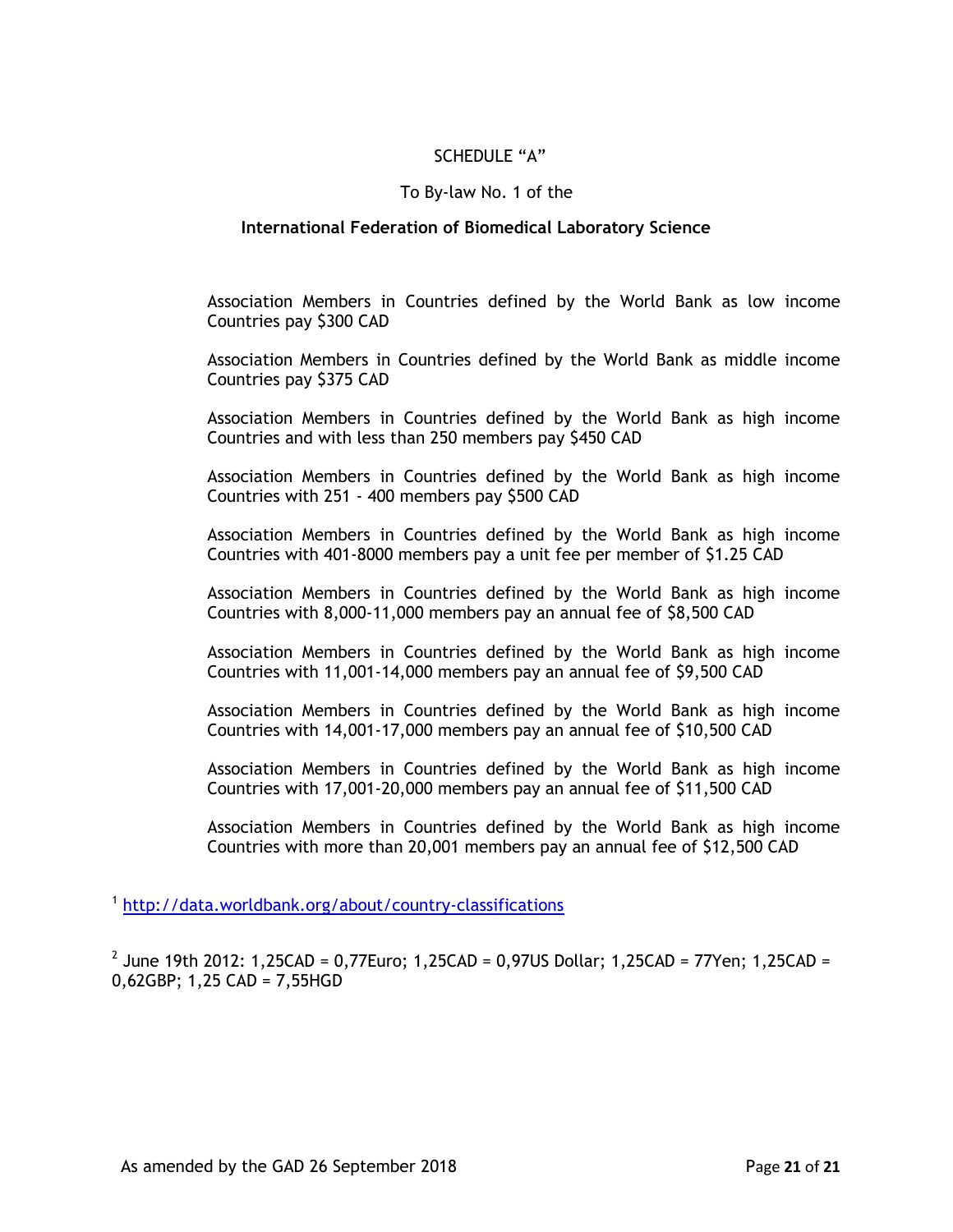SCHEDULE "A"

To By-law No. 1 of the

**International Federation of Biomedical Laboratory Science**

Association Members in Countries defined by the World Bank as low income Countries pay $300 CAD

Association Members in Countries defined by the World Bank as middle income Countries pay $375 CAD

Association Members in Countries defined by the World Bank as high income Countries and with less than 250 members pay $450 CAD

Association Members in Countries defined by the World Bank as high income Countries with 251 - 400 members pay $500 CAD

Association Members in Countries defined by the World Bank as high income Countries with 401-8000 members pay a unit fee per member of $1.25 CAD

Association Members in Countries defined by the World Bank as high income Countries with 8,000-11,000 members pay an annual fee of $8,500 CAD

Association Members in Countries defined by the World Bank as high income Countries with 11,001-14,000 members pay an annual fee of $9,500 CAD

Association Members in Countries defined by the World Bank as high income Countries with 14,001-17,000 members pay an annual fee of $10,500 CAD

Association Members in Countries defined by the World Bank as high income Countries with 17,001-20,000 members pay an annual fee of $11,500 CAD

Association Members in Countries defined by the World Bank as high income Countries with more than 20,001 members pay an annual fee of $12,500 CAD

[1] http://data.worldbank.org/about/country-classifications

[2] June 19th 2012: 1,25CAD = 0,77Euro; 1,25CAD = 0,97US Dollar; 1,25CAD = 77Yen; 1,25CAD = 0,62GBP; 1,25 CAD = 7,55HGD

As amended by the GAD 26 September 2018